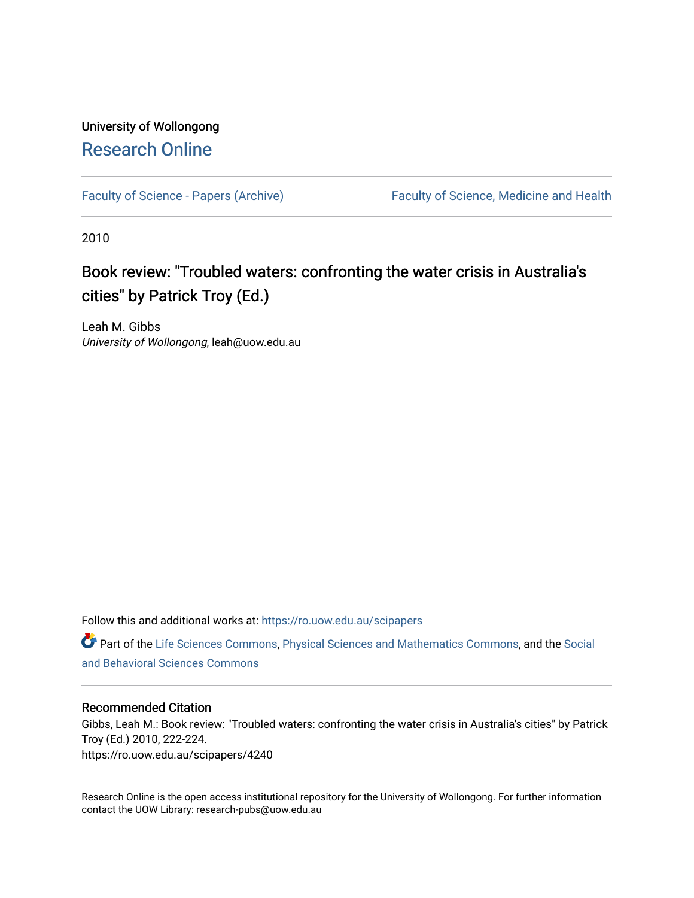University of Wollongong

# Research Online

Faculty of Science - Papers (Archive) | Faculty of Science, Medicine and Health

2010

## Book review: "Troubled waters: confronting the water crisis in Australia's cities" by Patrick Troy (Ed.)

Leah M. Gibbs
*University of Wollongong*, leah@uow.edu.au

Follow this and additional works at: https://ro.uow.edu.au/scipapers

Part of the Life Sciences Commons, Physical Sciences and Mathematics Commons, and the Social and Behavioral Sciences Commons

### Recommended Citation

Gibbs, Leah M.: Book review: "Troubled waters: confronting the water crisis in Australia's cities" by Patrick Troy (Ed.) 2010, 222-224.
https://ro.uow.edu.au/scipapers/4240

Research Online is the open access institutional repository for the University of Wollongong. For further information contact the UOW Library: research-pubs@uow.edu.au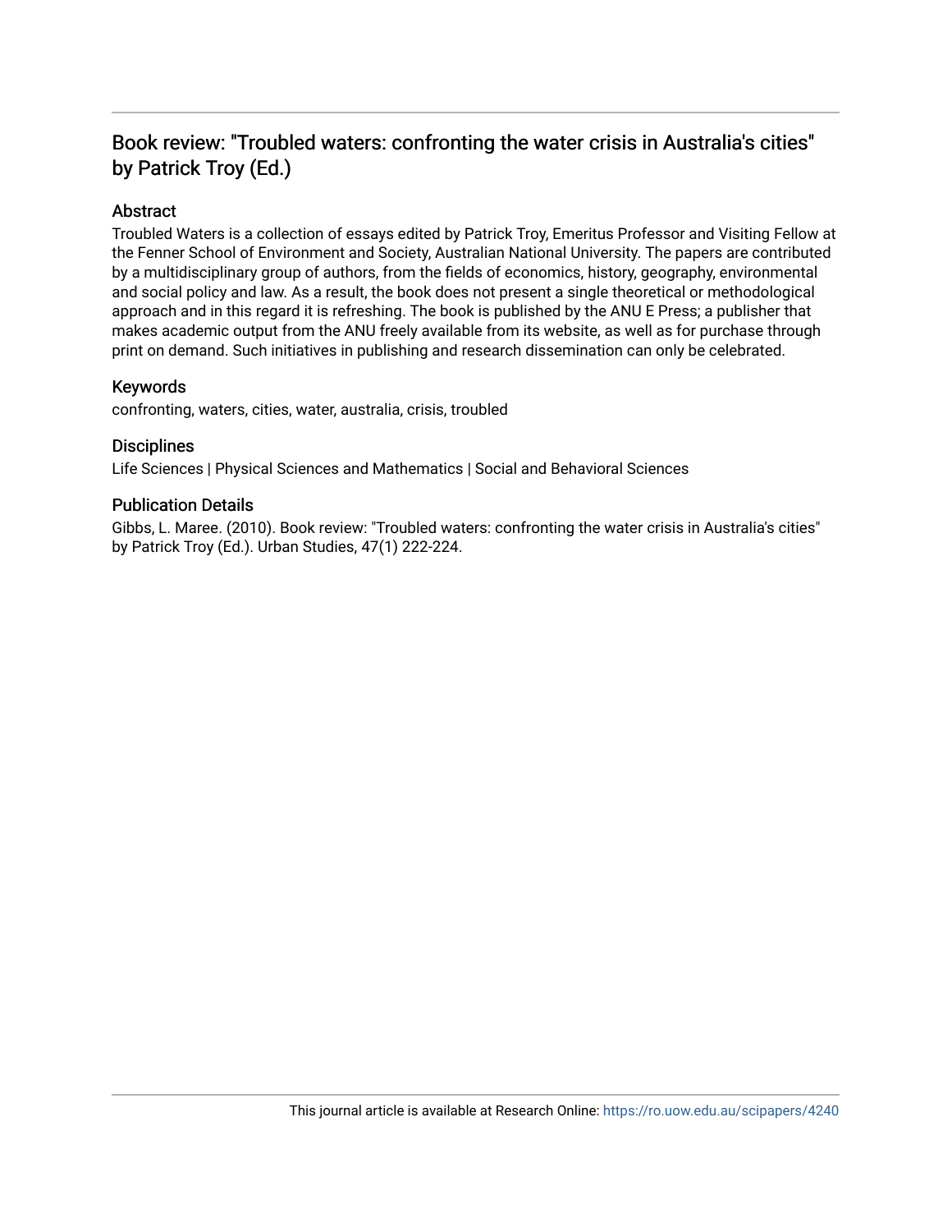# Book review: "Troubled waters: confronting the water crisis in Australia's cities" by Patrick Troy (Ed.)

## Abstract

Troubled Waters is a collection of essays edited by Patrick Troy, Emeritus Professor and Visiting Fellow at the Fenner School of Environment and Society, Australian National University. The papers are contributed by a multidisciplinary group of authors, from the fields of economics, history, geography, environmental and social policy and law. As a result, the book does not present a single theoretical or methodological approach and in this regard it is refreshing. The book is published by the ANU E Press; a publisher that makes academic output from the ANU freely available from its website, as well as for purchase through print on demand. Such initiatives in publishing and research dissemination can only be celebrated.

## Keywords

confronting, waters, cities, water, australia, crisis, troubled

## Disciplines

Life Sciences | Physical Sciences and Mathematics | Social and Behavioral Sciences

## Publication Details

Gibbs, L. Maree. (2010). Book review: "Troubled waters: confronting the water crisis in Australia's cities" by Patrick Troy (Ed.). Urban Studies, 47(1) 222-224.

This journal article is available at Research Online: https://ro.uow.edu.au/scipapers/4240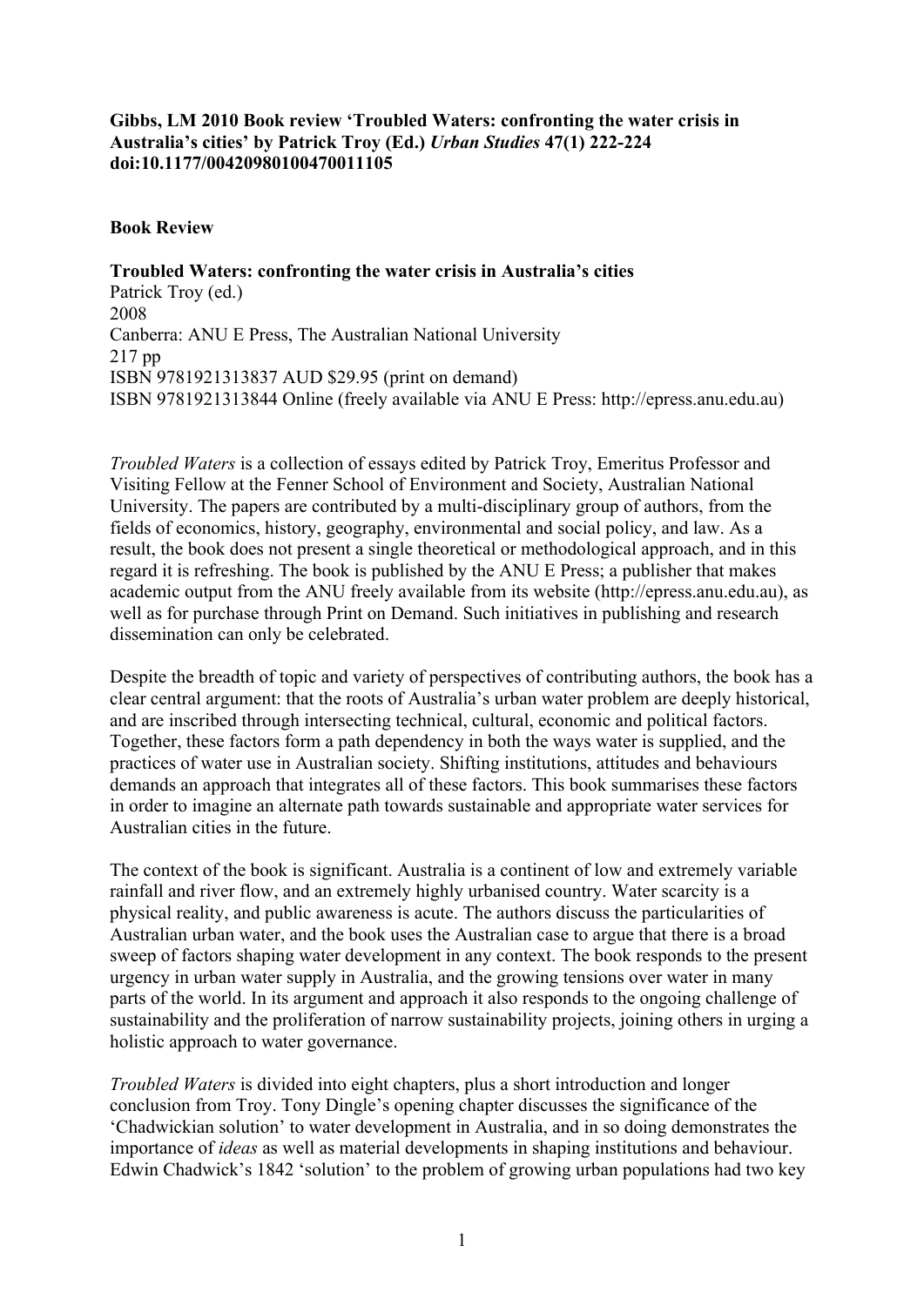**Gibbs, LM 2010 Book review 'Troubled Waters: confronting the water crisis in Australia's cities' by Patrick Troy (Ed.) *Urban Studies* 47(1) 222-224 doi:10.1177/00420980100470011105**

**Book Review**

**Troubled Waters: confronting the water crisis in Australia's cities**
Patrick Troy (ed.)
2008
Canberra: ANU E Press, The Australian National University
217 pp
ISBN 9781921313837 AUD $29.95 (print on demand)
ISBN 9781921313844 Online (freely available via ANU E Press: http://epress.anu.edu.au)

*Troubled Waters* is a collection of essays edited by Patrick Troy, Emeritus Professor and Visiting Fellow at the Fenner School of Environment and Society, Australian National University. The papers are contributed by a multi-disciplinary group of authors, from the fields of economics, history, geography, environmental and social policy, and law. As a result, the book does not present a single theoretical or methodological approach, and in this regard it is refreshing. The book is published by the ANU E Press; a publisher that makes academic output from the ANU freely available from its website (http://epress.anu.edu.au), as well as for purchase through Print on Demand. Such initiatives in publishing and research dissemination can only be celebrated.

Despite the breadth of topic and variety of perspectives of contributing authors, the book has a clear central argument: that the roots of Australia's urban water problem are deeply historical, and are inscribed through intersecting technical, cultural, economic and political factors. Together, these factors form a path dependency in both the ways water is supplied, and the practices of water use in Australian society. Shifting institutions, attitudes and behaviours demands an approach that integrates all of these factors. This book summarises these factors in order to imagine an alternate path towards sustainable and appropriate water services for Australian cities in the future.

The context of the book is significant. Australia is a continent of low and extremely variable rainfall and river flow, and an extremely highly urbanised country. Water scarcity is a physical reality, and public awareness is acute. The authors discuss the particularities of Australian urban water, and the book uses the Australian case to argue that there is a broad sweep of factors shaping water development in any context. The book responds to the present urgency in urban water supply in Australia, and the growing tensions over water in many parts of the world. In its argument and approach it also responds to the ongoing challenge of sustainability and the proliferation of narrow sustainability projects, joining others in urging a holistic approach to water governance.

*Troubled Waters* is divided into eight chapters, plus a short introduction and longer conclusion from Troy. Tony Dingle's opening chapter discusses the significance of the 'Chadwickian solution' to water development in Australia, and in so doing demonstrates the importance of *ideas* as well as material developments in shaping institutions and behaviour. Edwin Chadwick's 1842 'solution' to the problem of growing urban populations had two key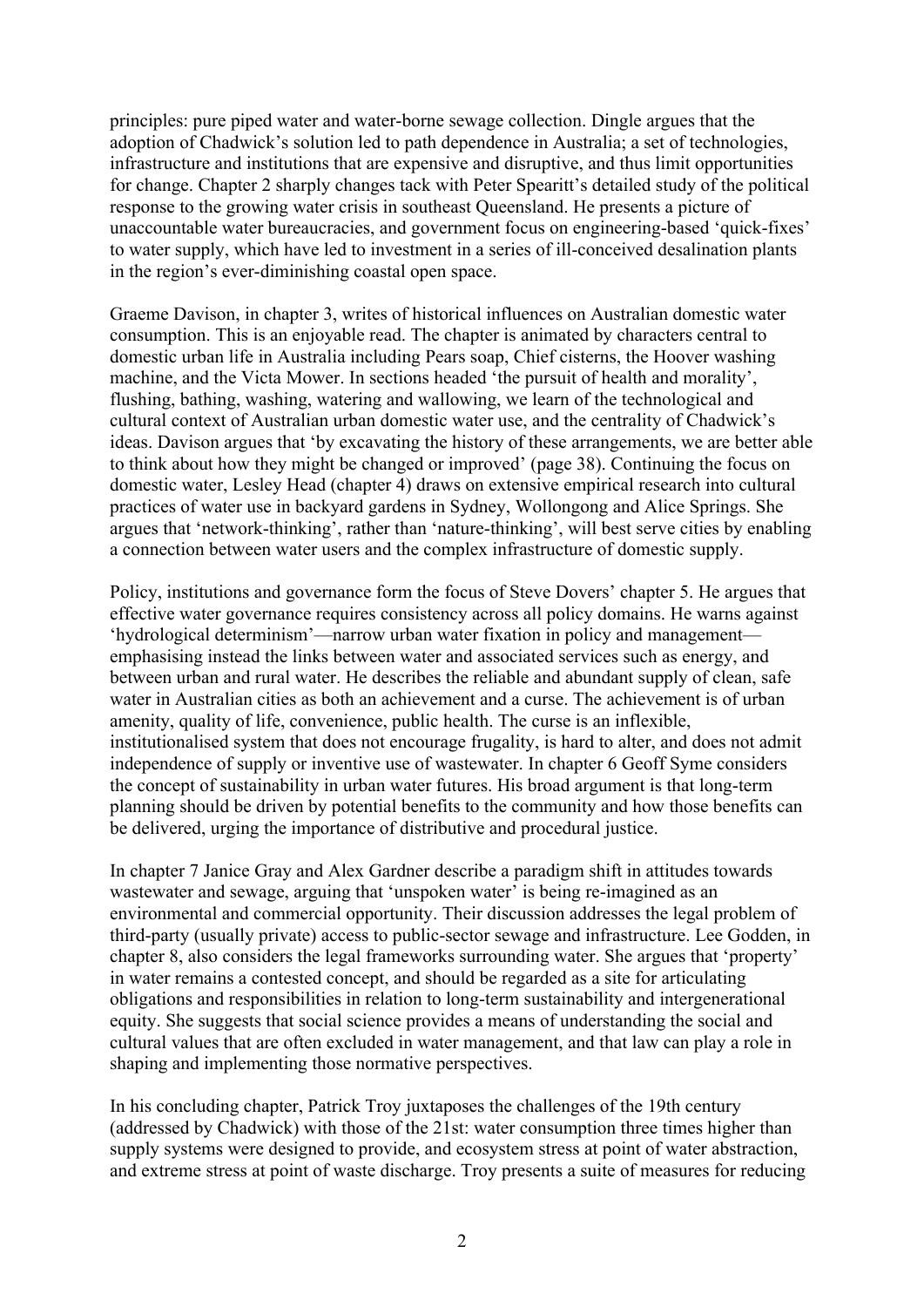principles: pure piped water and water-borne sewage collection. Dingle argues that the adoption of Chadwick's solution led to path dependence in Australia; a set of technologies, infrastructure and institutions that are expensive and disruptive, and thus limit opportunities for change. Chapter 2 sharply changes tack with Peter Spearitt's detailed study of the political response to the growing water crisis in southeast Queensland. He presents a picture of unaccountable water bureaucracies, and government focus on engineering-based 'quick-fixes' to water supply, which have led to investment in a series of ill-conceived desalination plants in the region's ever-diminishing coastal open space.

Graeme Davison, in chapter 3, writes of historical influences on Australian domestic water consumption. This is an enjoyable read. The chapter is animated by characters central to domestic urban life in Australia including Pears soap, Chief cisterns, the Hoover washing machine, and the Victa Mower. In sections headed 'the pursuit of health and morality', flushing, bathing, washing, watering and wallowing, we learn of the technological and cultural context of Australian urban domestic water use, and the centrality of Chadwick's ideas. Davison argues that 'by excavating the history of these arrangements, we are better able to think about how they might be changed or improved' (page 38). Continuing the focus on domestic water, Lesley Head (chapter 4) draws on extensive empirical research into cultural practices of water use in backyard gardens in Sydney, Wollongong and Alice Springs. She argues that 'network-thinking', rather than 'nature-thinking', will best serve cities by enabling a connection between water users and the complex infrastructure of domestic supply.

Policy, institutions and governance form the focus of Steve Dovers' chapter 5. He argues that effective water governance requires consistency across all policy domains. He warns against 'hydrological determinism'—narrow urban water fixation in policy and management—emphasising instead the links between water and associated services such as energy, and between urban and rural water. He describes the reliable and abundant supply of clean, safe water in Australian cities as both an achievement and a curse. The achievement is of urban amenity, quality of life, convenience, public health. The curse is an inflexible, institutionalised system that does not encourage frugality, is hard to alter, and does not admit independence of supply or inventive use of wastewater. In chapter 6 Geoff Syme considers the concept of sustainability in urban water futures. His broad argument is that long-term planning should be driven by potential benefits to the community and how those benefits can be delivered, urging the importance of distributive and procedural justice.

In chapter 7 Janice Gray and Alex Gardner describe a paradigm shift in attitudes towards wastewater and sewage, arguing that 'unspoken water' is being re-imagined as an environmental and commercial opportunity. Their discussion addresses the legal problem of third-party (usually private) access to public-sector sewage and infrastructure. Lee Godden, in chapter 8, also considers the legal frameworks surrounding water. She argues that 'property' in water remains a contested concept, and should be regarded as a site for articulating obligations and responsibilities in relation to long-term sustainability and intergenerational equity. She suggests that social science provides a means of understanding the social and cultural values that are often excluded in water management, and that law can play a role in shaping and implementing those normative perspectives.

In his concluding chapter, Patrick Troy juxtaposes the challenges of the 19th century (addressed by Chadwick) with those of the 21st: water consumption three times higher than supply systems were designed to provide, and ecosystem stress at point of water abstraction, and extreme stress at point of waste discharge. Troy presents a suite of measures for reducing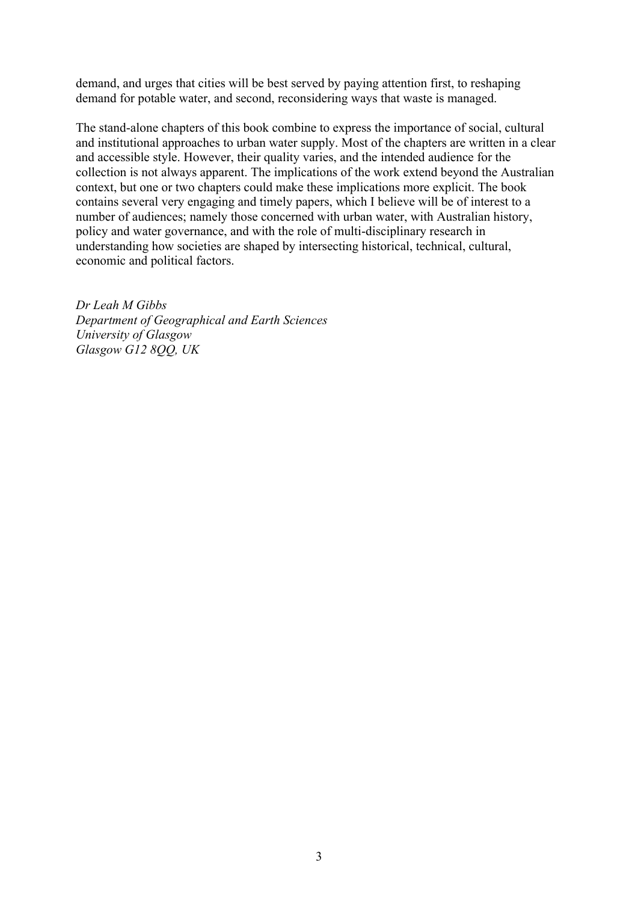demand, and urges that cities will be best served by paying attention first, to reshaping demand for potable water, and second, reconsidering ways that waste is managed.

The stand-alone chapters of this book combine to express the importance of social, cultural and institutional approaches to urban water supply. Most of the chapters are written in a clear and accessible style. However, their quality varies, and the intended audience for the collection is not always apparent. The implications of the work extend beyond the Australian context, but one or two chapters could make these implications more explicit. The book contains several very engaging and timely papers, which I believe will be of interest to a number of audiences; namely those concerned with urban water, with Australian history, policy and water governance, and with the role of multi-disciplinary research in understanding how societies are shaped by intersecting historical, technical, cultural, economic and political factors.

*Dr Leah M Gibbs*
*Department of Geographical and Earth Sciences*
*University of Glasgow*
*Glasgow G12 8QQ, UK*